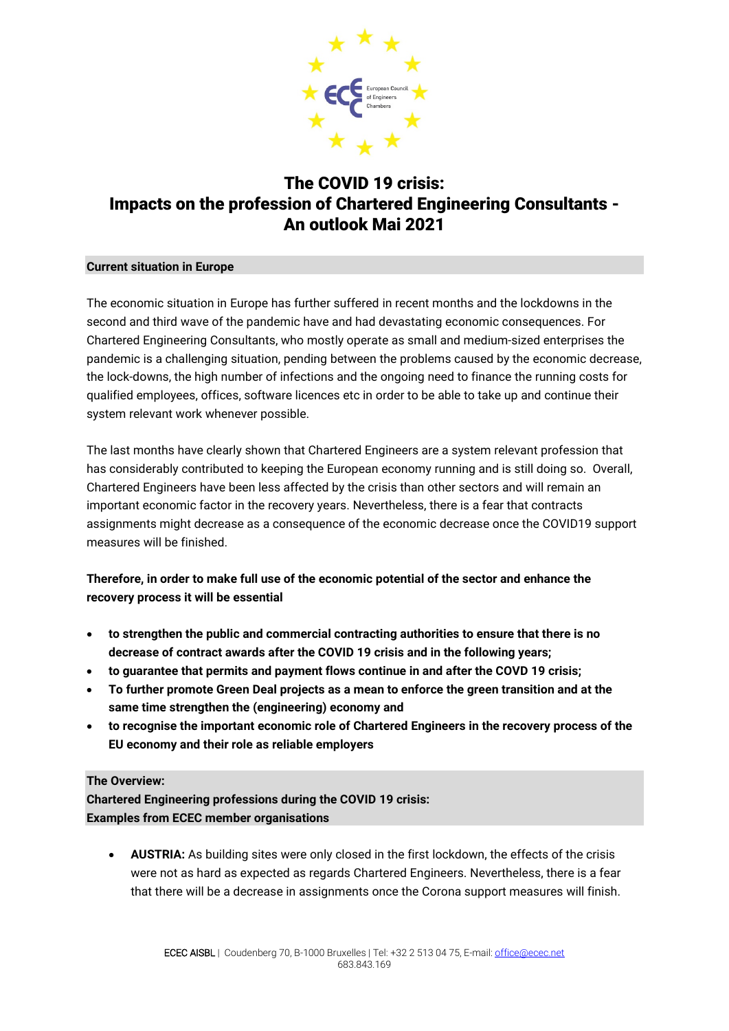# The COVID 19 crisis: Impacts on the profession of Chartered Engineering Consultants - An outlook Mai 2021

**Current situation in Europe**

The economic situation in Europe has further suffered in recent months and the lockdowns in the second and third wave of the pandemic have and had devastating economic consequences. For Chartered Engineering Consultants, who mostly operate as small and medium-sized enterprises the pandemic is a challenging situation, pending between the problems caused by the economic decrease, the lock-downs, the high number of infections and the ongoing need to finance the running costs for qualified employees, offices, software licences etc in order to be able to take up and continue their system relevant work whenever possible.

The last months have clearly shown that Chartered Engineers are a system relevant profession that has considerably contributed to keeping the European economy running and is still doing so. Overall, Chartered Engineers have been less affected by the crisis than other sectors and will remain an important economic factor in the recovery years. Nevertheless, there is a fear that contracts assignments might decrease as a consequence of the economic decrease once the COVID19 support measures will be finished.

**Therefore, in order to make full use of the economic potential of the sector and enhance the recovery process it will be essential**

- **to strengthen the public and commercial contracting authorities to ensure that there is no decrease of contract awards after the COVID 19 crisis and in the following years;**
- **to guarantee that permits and payment flows continue in and after the COVD 19 crisis;**
- **To further promote Green Deal projects as a mean to enforce the green transition and at the same time strengthen the (engineering) economy and**
- **to recognise the important economic role of Chartered Engineers in the recovery process of the EU economy and their role as reliable employers**

**The Overview:**
**Chartered Engineering professions during the COVID 19 crisis:**
**Examples from ECEC member organisations**

- **AUSTRIA:** As building sites were only closed in the first lockdown, the effects of the crisis were not as hard as expected as regards Chartered Engineers. Nevertheless, there is a fear that there will be a decrease in assignments once the Corona support measures will finish.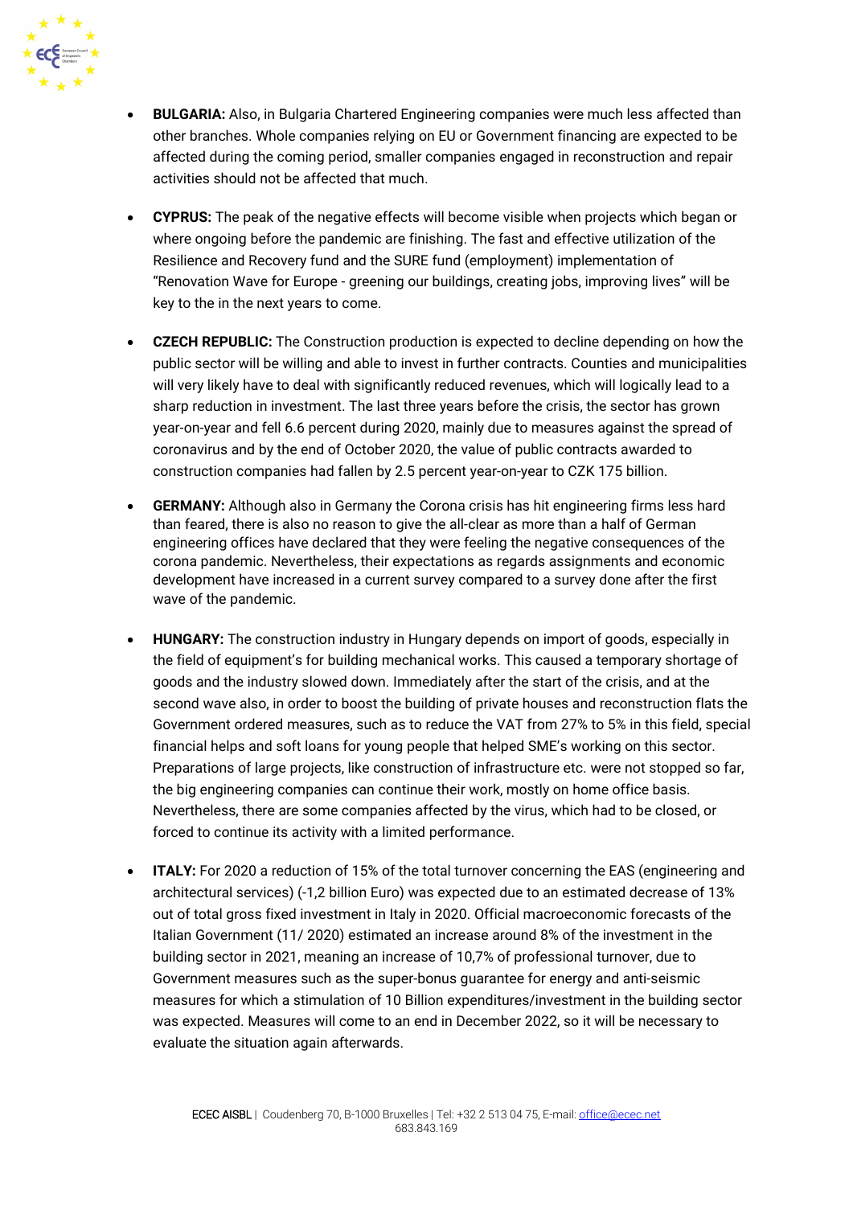- **BULGARIA:** Also, in Bulgaria Chartered Engineering companies were much less affected than other branches. Whole companies relying on EU or Government financing are expected to be affected during the coming period, smaller companies engaged in reconstruction and repair activities should not be affected that much.

- **CYPRUS:** The peak of the negative effects will become visible when projects which began or where ongoing before the pandemic are finishing. The fast and effective utilization of the Resilience and Recovery fund and the SURE fund (employment) implementation of "Renovation Wave for Europe - greening our buildings, creating jobs, improving lives" will be key to the in the next years to come.

- **CZECH REPUBLIC:** The Construction production is expected to decline depending on how the public sector will be willing and able to invest in further contracts. Counties and municipalities will very likely have to deal with significantly reduced revenues, which will logically lead to a sharp reduction in investment. The last three years before the crisis, the sector has grown year-on-year and fell 6.6 percent during 2020, mainly due to measures against the spread of coronavirus and by the end of October 2020, the value of public contracts awarded to construction companies had fallen by 2.5 percent year-on-year to CZK 175 billion.

- **GERMANY:** Although also in Germany the Corona crisis has hit engineering firms less hard than feared, there is also no reason to give the all-clear as more than a half of German engineering offices have declared that they were feeling the negative consequences of the corona pandemic. Nevertheless, their expectations as regards assignments and economic development have increased in a current survey compared to a survey done after the first wave of the pandemic.

- **HUNGARY:** The construction industry in Hungary depends on import of goods, especially in the field of equipment's for building mechanical works. This caused a temporary shortage of goods and the industry slowed down. Immediately after the start of the crisis, and at the second wave also, in order to boost the building of private houses and reconstruction flats the Government ordered measures, such as to reduce the VAT from 27% to 5% in this field, special financial helps and soft loans for young people that helped SME's working on this sector. Preparations of large projects, like construction of infrastructure etc. were not stopped so far, the big engineering companies can continue their work, mostly on home office basis. Nevertheless, there are some companies affected by the virus, which had to be closed, or forced to continue its activity with a limited performance.

- **ITALY:** For 2020 a reduction of 15% of the total turnover concerning the EAS (engineering and architectural services) (-1,2 billion Euro) was expected due to an estimated decrease of 13% out of total gross fixed investment in Italy in 2020. Official macroeconomic forecasts of the Italian Government (11/ 2020) estimated an increase around 8% of the investment in the building sector in 2021, meaning an increase of 10,7% of professional turnover, due to Government measures such as the super-bonus guarantee for energy and anti-seismic measures for which a stimulation of 10 Billion expenditures/investment in the building sector was expected. Measures will come to an end in December 2022, so it will be necessary to evaluate the situation again afterwards.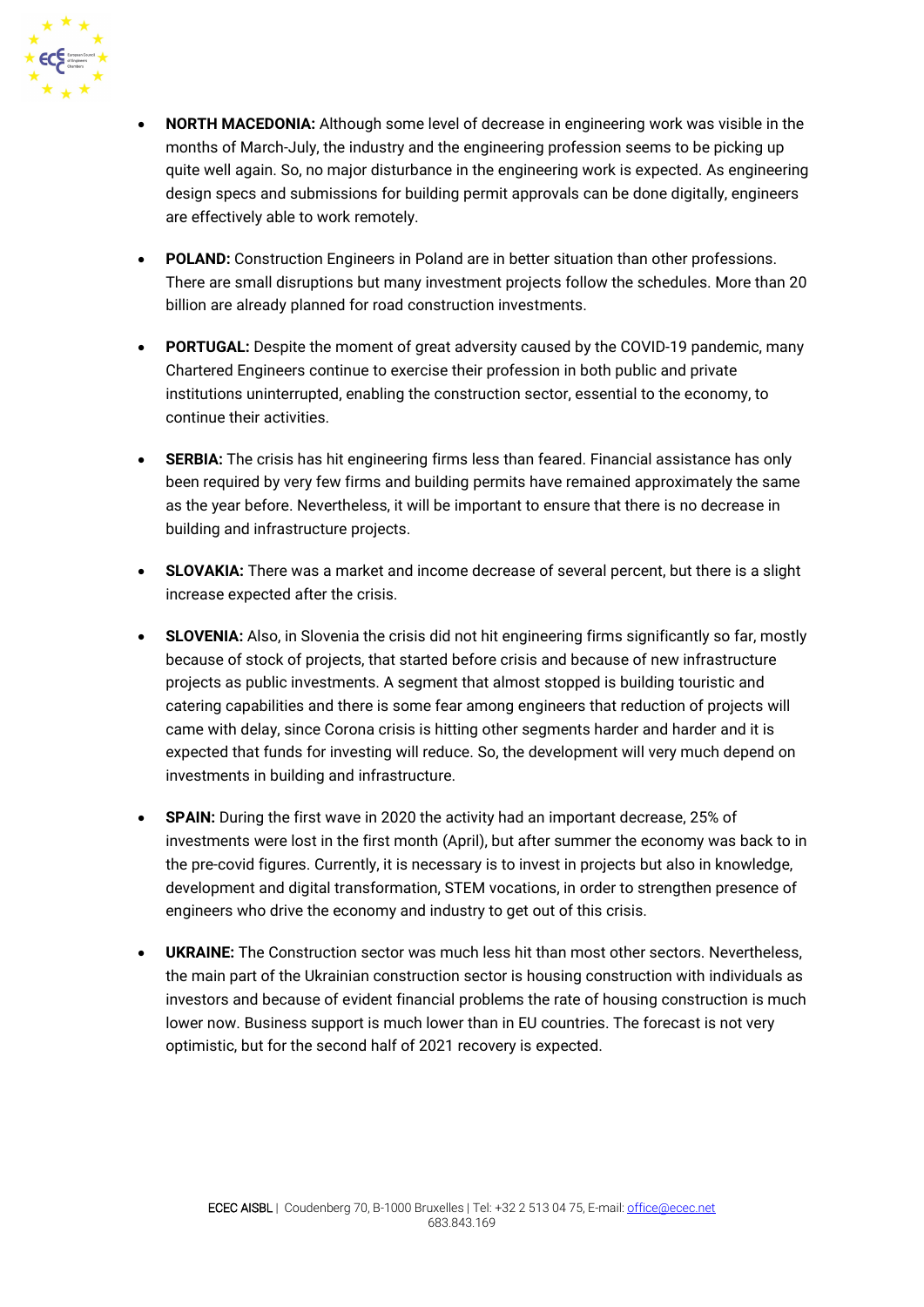- **NORTH MACEDONIA:** Although some level of decrease in engineering work was visible in the months of March-July, the industry and the engineering profession seems to be picking up quite well again. So, no major disturbance in the engineering work is expected. As engineering design specs and submissions for building permit approvals can be done digitally, engineers are effectively able to work remotely.

- **POLAND:** Construction Engineers in Poland are in better situation than other professions. There are small disruptions but many investment projects follow the schedules. More than 20 billion are already planned for road construction investments.

- **PORTUGAL:** Despite the moment of great adversity caused by the COVID-19 pandemic, many Chartered Engineers continue to exercise their profession in both public and private institutions uninterrupted, enabling the construction sector, essential to the economy, to continue their activities.

- **SERBIA:** The crisis has hit engineering firms less than feared. Financial assistance has only been required by very few firms and building permits have remained approximately the same as the year before. Nevertheless, it will be important to ensure that there is no decrease in building and infrastructure projects.

- **SLOVAKIA:** There was a market and income decrease of several percent, but there is a slight increase expected after the crisis.

- **SLOVENIA:** Also, in Slovenia the crisis did not hit engineering firms significantly so far, mostly because of stock of projects, that started before crisis and because of new infrastructure projects as public investments. A segment that almost stopped is building touristic and catering capabilities and there is some fear among engineers that reduction of projects will came with delay, since Corona crisis is hitting other segments harder and harder and it is expected that funds for investing will reduce. So, the development will very much depend on investments in building and infrastructure.

- **SPAIN:** During the first wave in 2020 the activity had an important decrease, 25% of investments were lost in the first month (April), but after summer the economy was back to in the pre-covid figures. Currently, it is necessary is to invest in projects but also in knowledge, development and digital transformation, STEM vocations, in order to strengthen presence of engineers who drive the economy and industry to get out of this crisis.

- **UKRAINE:** The Construction sector was much less hit than most other sectors. Nevertheless, the main part of the Ukrainian construction sector is housing construction with individuals as investors and because of evident financial problems the rate of housing construction is much lower now. Business support is much lower than in EU countries. The forecast is not very optimistic, but for the second half of 2021 recovery is expected.